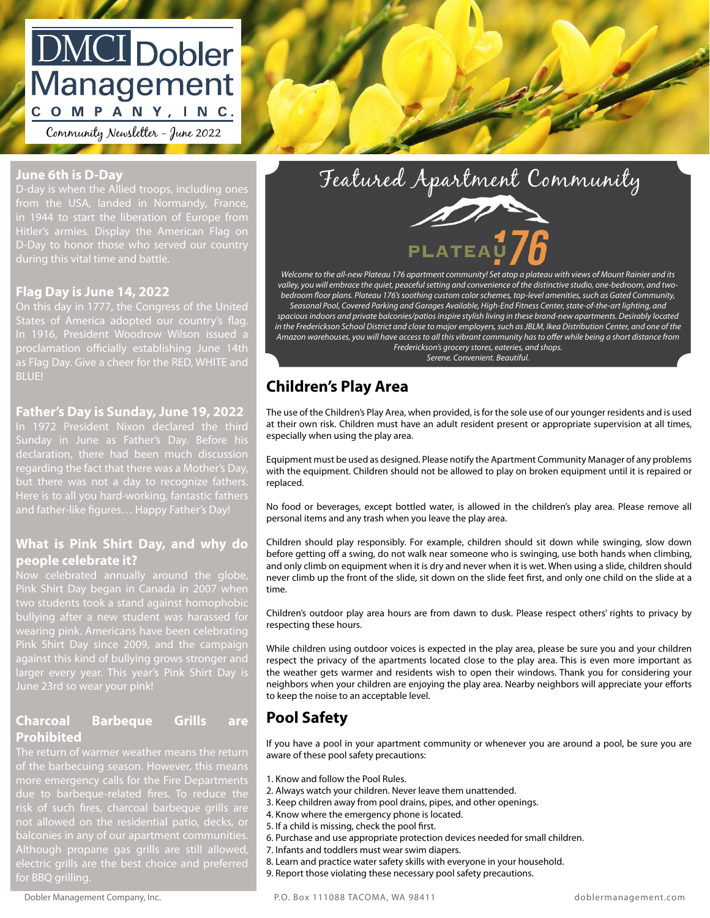# DMCI Dobler Management COMPANY, INC.

Community Newsletter - June 2022

## June 6th is D-Day

D-day is when the Allied troops, including ones from the USA, landed in Normandy, France, in 1944 to start the liberation of Europe from Hitler's armies. Display the American Flag on D-Day to honor those who served our country during this vital time and battle.

## Flag Day is June 14, 2022

On this day in 1777, the Congress of the United States of America adopted our country's flag. In 1916, President Woodrow Wilson issued a proclamation officially establishing June 14th as Flag Day. Give a cheer for the RED, WHITE and BLUE!

## Father's Day is Sunday, June 19, 2022

In 1972 President Nixon declared the third Sunday in June as Father's Day. Before his declaration, there had been much discussion regarding the fact that there was a Mother's Day, but there was not a day to recognize fathers. Here is to all you hard-working, fantastic fathers and father-like figures… Happy Father's Day!

## What is Pink Shirt Day, and why do people celebrate it?

Now celebrated annually around the globe, Pink Shirt Day began in Canada in 2007 when two students took a stand against homophobic bullying after a new student was harassed for wearing pink. Americans have been celebrating Pink Shirt Day since 2009, and the campaign against this kind of bullying grows stronger and larger every year. This year's Pink Shirt Day is June 23rd so wear your pink!

## Charcoal Barbeque Grills are Prohibited

The return of warmer weather means the return of the barbecuing season. However, this means more emergency calls for the Fire Departments due to barbeque-related fires. To reduce the risk of such fires, charcoal barbeque grills are not allowed on the residential patio, decks, or balconies in any of our apartment communities. Although propane gas grills are still allowed, electric grills are the best choice and preferred for BBQ grilling.

## Featured Apartment Community

PLATEAU 176

*Welcome to the all-new Plateau 176 apartment community! Set atop a plateau with views of Mount Rainier and its valley, you will embrace the quiet, peaceful setting and convenience of the distinctive studio, one-bedroom, and two-bedroom floor plans. Plateau 176's soothing custom color schemes, top-level amenities, such as Gated Community, Seasonal Pool, Covered Parking and Garages Available, High-End Fitness Center, state-of-the-art lighting, and spacious indoors and private balconies/patios inspire stylish living in these brand-new apartments. Desirably located in the Frederickson School District and close to major employers, such as JBLM, Ikea Distribution Center, and one of the Amazon warehouses, you will have access to all this vibrant community has to offer while being a short distance from Frederickson's grocery stores, eateries, and shops.*

*Serene. Convenient. Beautiful.*

## Children's Play Area

The use of the Children's Play Area, when provided, is for the sole use of our younger residents and is used at their own risk. Children must have an adult resident present or appropriate supervision at all times, especially when using the play area.

Equipment must be used as designed. Please notify the Apartment Community Manager of any problems with the equipment. Children should not be allowed to play on broken equipment until it is repaired or replaced.

No food or beverages, except bottled water, is allowed in the children's play area. Please remove all personal items and any trash when you leave the play area.

Children should play responsibly. For example, children should sit down while swinging, slow down before getting off a swing, do not walk near someone who is swinging, use both hands when climbing, and only climb on equipment when it is dry and never when it is wet. When using a slide, children should never climb up the front of the slide, sit down on the slide feet first, and only one child on the slide at a time.

Children's outdoor play area hours are from dawn to dusk. Please respect others' rights to privacy by respecting these hours.

While children using outdoor voices is expected in the play area, please be sure you and your children respect the privacy of the apartments located close to the play area. This is even more important as the weather gets warmer and residents wish to open their windows. Thank you for considering your neighbors when your children are enjoying the play area. Nearby neighbors will appreciate your efforts to keep the noise to an acceptable level.

## Pool Safety

If you have a pool in your apartment community or whenever you are around a pool, be sure you are aware of these pool safety precautions:

1. Know and follow the Pool Rules.
2. Always watch your children. Never leave them unattended.
3. Keep children away from pool drains, pipes, and other openings.
4. Know where the emergency phone is located.
5. If a child is missing, check the pool first.
6. Purchase and use appropriate protection devices needed for small children.
7. Infants and toddlers must wear swim diapers.
8. Learn and practice water safety skills with everyone in your household.
9. Report those violating these necessary pool safety precautions.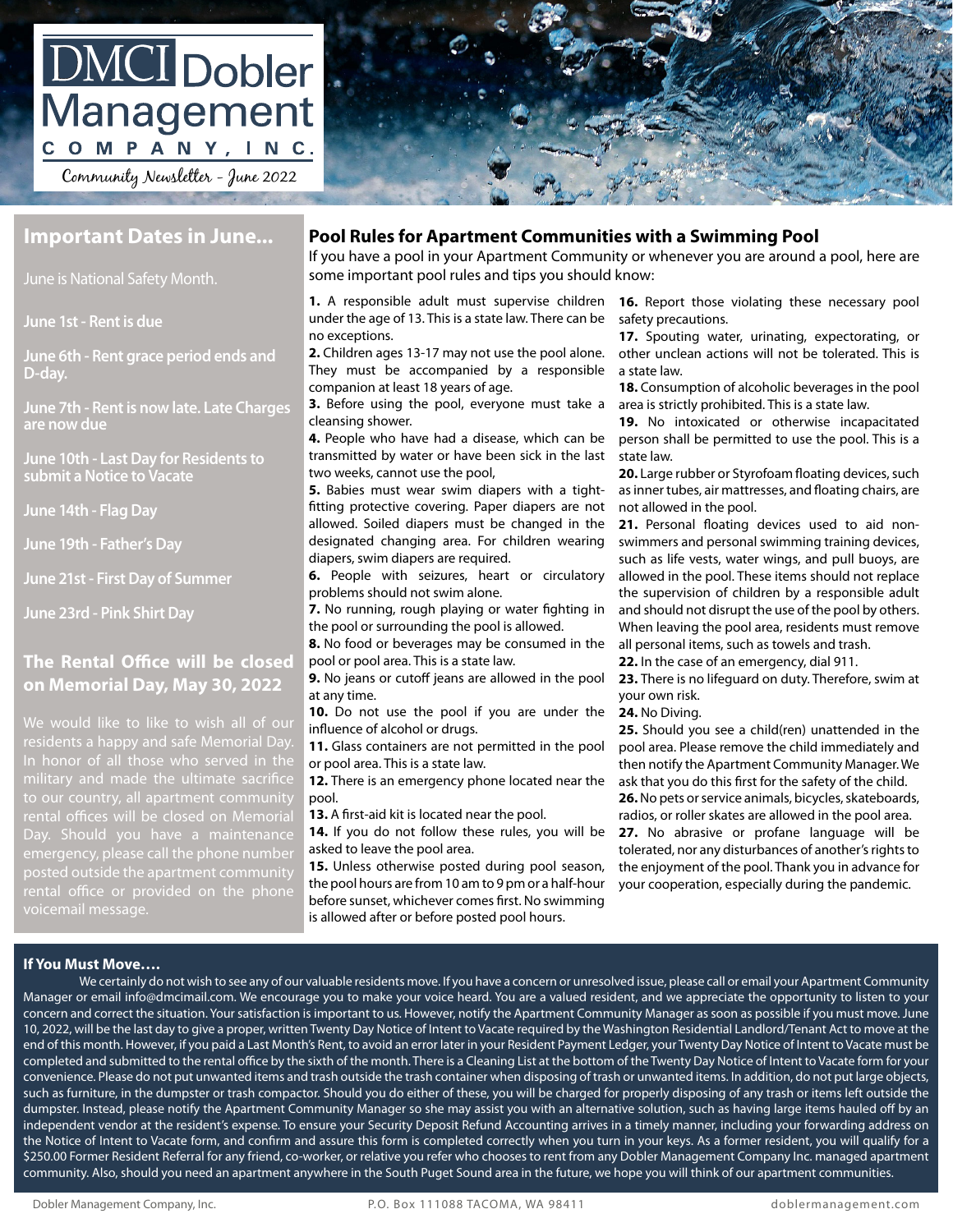# DMCI Dobler Management COMPANY, INC.

Community Newsletter - June 2022

## Important Dates in June...

June is National Safety Month.

**June 1st - Rent is due**

**June 6th - Rent grace period ends and D-day.**

**June 7th - Rent is now late. Late Charges are now due**

**June 10th - Last Day for Residents to submit a Notice to Vacate**

**June 14th - Flag Day**

**June 19th - Father's Day**

**June 21st - First Day of Summer**

**June 23rd - Pink Shirt Day**

## The Rental Office will be closed on Memorial Day, May 30, 2022

We would like to like to wish all of our residents a happy and safe Memorial Day. In honor of all those who served in the military and made the ultimate sacrifice to our country, all apartment community rental offices will be closed on Memorial Day. Should you have a maintenance emergency, please call the phone number posted outside the apartment community rental office or provided on the phone voicemail message.

## Pool Rules for Apartment Communities with a Swimming Pool

If you have a pool in your Apartment Community or whenever you are around a pool, here are some important pool rules and tips you should know:

**1.** A responsible adult must supervise children under the age of 13. This is a state law. There can be no exceptions.

**2.** Children ages 13-17 may not use the pool alone. They must be accompanied by a responsible companion at least 18 years of age.

**3.** Before using the pool, everyone must take a cleansing shower.

**4.** People who have had a disease, which can be transmitted by water or have been sick in the last two weeks, cannot use the pool,

**5.** Babies must wear swim diapers with a tight-fitting protective covering. Paper diapers are not allowed. Soiled diapers must be changed in the designated changing area. For children wearing diapers, swim diapers are required.

**6.** People with seizures, heart or circulatory problems should not swim alone.

**7.** No running, rough playing or water fighting in the pool or surrounding the pool is allowed.

**8.** No food or beverages may be consumed in the pool or pool area. This is a state law.

**9.** No jeans or cutoff jeans are allowed in the pool at any time.

**10.** Do not use the pool if you are under the influence of alcohol or drugs.

**11.** Glass containers are not permitted in the pool or pool area. This is a state law.

**12.** There is an emergency phone located near the pool.

**13.** A first-aid kit is located near the pool.

**14.** If you do not follow these rules, you will be asked to leave the pool area.

**15.** Unless otherwise posted during pool season, the pool hours are from 10 am to 9 pm or a half-hour before sunset, whichever comes first. No swimming is allowed after or before posted pool hours.

**16.** Report those violating these necessary pool safety precautions.

**17.** Spouting water, urinating, expectorating, or other unclean actions will not be tolerated. This is a state law.

**18.** Consumption of alcoholic beverages in the pool area is strictly prohibited. This is a state law.

**19.** No intoxicated or otherwise incapacitated person shall be permitted to use the pool. This is a state law.

**20.** Large rubber or Styrofoam floating devices, such as inner tubes, air mattresses, and floating chairs, are not allowed in the pool.

**21.** Personal floating devices used to aid non-swimmers and personal swimming training devices, such as life vests, water wings, and pull buoys, are allowed in the pool. These items should not replace the supervision of children by a responsible adult and should not disrupt the use of the pool by others. When leaving the pool area, residents must remove all personal items, such as towels and trash.

**22.** In the case of an emergency, dial 911.

**23.** There is no lifeguard on duty. Therefore, swim at your own risk.

**24.** No Diving.

**25.** Should you see a child(ren) unattended in the pool area. Please remove the child immediately and then notify the Apartment Community Manager. We ask that you do this first for the safety of the child.

**26.** No pets or service animals, bicycles, skateboards, radios, or roller skates are allowed in the pool area.

**27.** No abrasive or profane language will be tolerated, nor any disturbances of another's rights to the enjoyment of the pool. Thank you in advance for your cooperation, especially during the pandemic.

### If You Must Move….

We certainly do not wish to see any of our valuable residents move. If you have a concern or unresolved issue, please call or email your Apartment Community Manager or email info@dmcimail.com. We encourage you to make your voice heard. You are a valued resident, and we appreciate the opportunity to listen to your concern and correct the situation. Your satisfaction is important to us. However, notify the Apartment Community Manager as soon as possible if you must move. June 10, 2022, will be the last day to give a proper, written Twenty Day Notice of Intent to Vacate required by the Washington Residential Landlord/Tenant Act to move at the end of this month. However, if you paid a Last Month's Rent, to avoid an error later in your Resident Payment Ledger, your Twenty Day Notice of Intent to Vacate must be completed and submitted to the rental office by the sixth of the month. There is a Cleaning List at the bottom of the Twenty Day Notice of Intent to Vacate form for your convenience. Please do not put unwanted items and trash outside the trash container when disposing of trash or unwanted items. In addition, do not put large objects, such as furniture, in the dumpster or trash compactor. Should you do either of these, you will be charged for properly disposing of any trash or items left outside the dumpster. Instead, please notify the Apartment Community Manager so she may assist you with an alternative solution, such as having large items hauled off by an independent vendor at the resident's expense. To ensure your Security Deposit Refund Accounting arrives in a timely manner, including your forwarding address on the Notice of Intent to Vacate form, and confirm and assure this form is completed correctly when you turn in your keys. As a former resident, you will qualify for a $250.00 Former Resident Referral for any friend, co-worker, or relative you refer who chooses to rent from any Dobler Management Company Inc. managed apartment community. Also, should you need an apartment anywhere in the South Puget Sound area in the future, we hope you will think of our apartment communities.

Dobler Management Company, Inc. P.O. Box 111088 TACOMA, WA 98411 doblermanagement.com